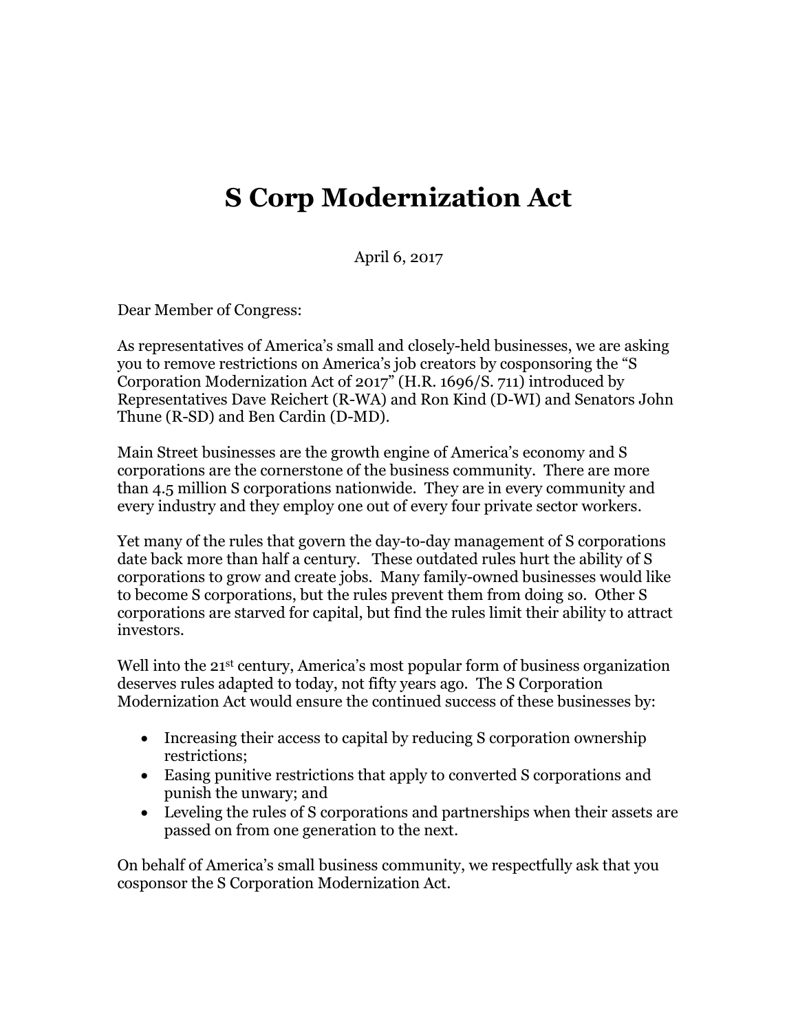# S Corp Modernization Act

April 6, 2017

Dear Member of Congress:

As representatives of America's small and closely-held businesses, we are asking you to remove restrictions on America's job creators by cosponsoring the "S Corporation Modernization Act of 2017" (H.R. 1696/S. 711) introduced by Representatives Dave Reichert (R-WA) and Ron Kind (D-WI) and Senators John Thune (R-SD) and Ben Cardin (D-MD).

Main Street businesses are the growth engine of America's economy and S corporations are the cornerstone of the business community. There are more than 4.5 million S corporations nationwide. They are in every community and every industry and they employ one out of every four private sector workers.

Yet many of the rules that govern the day-to-day management of S corporations date back more than half a century. These outdated rules hurt the ability of S corporations to grow and create jobs. Many family-owned businesses would like to become S corporations, but the rules prevent them from doing so. Other S corporations are starved for capital, but find the rules limit their ability to attract investors.

Well into the 21st century, America's most popular form of business organization deserves rules adapted to today, not fifty years ago. The S Corporation Modernization Act would ensure the continued success of these businesses by:

- Increasing their access to capital by reducing S corporation ownership restrictions;
- Easing punitive restrictions that apply to converted S corporations and punish the unwary; and
- Leveling the rules of S corporations and partnerships when their assets are passed on from one generation to the next.

On behalf of America's small business community, we respectfully ask that you cosponsor the S Corporation Modernization Act.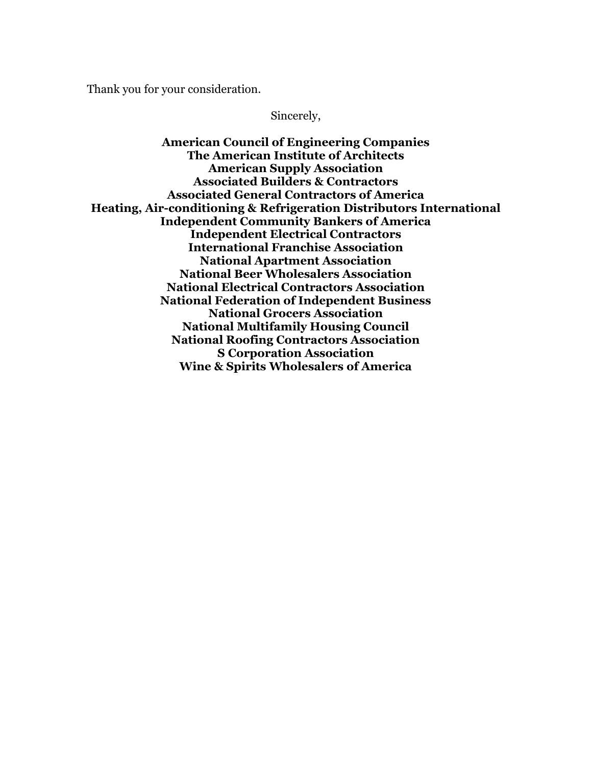Thank you for your consideration.

Sincerely,

**American Council of Engineering Companies**
**The American Institute of Architects**
**American Supply Association**
**Associated Builders & Contractors**
**Associated General Contractors of America**
**Heating, Air-conditioning & Refrigeration Distributors International**
**Independent Community Bankers of America**
**Independent Electrical Contractors**
**International Franchise Association**
**National Apartment Association**
**National Beer Wholesalers Association**
**National Electrical Contractors Association**
**National Federation of Independent Business**
**National Grocers Association**
**National Multifamily Housing Council**
**National Roofing Contractors Association**
**S Corporation Association**
**Wine & Spirits Wholesalers of America**